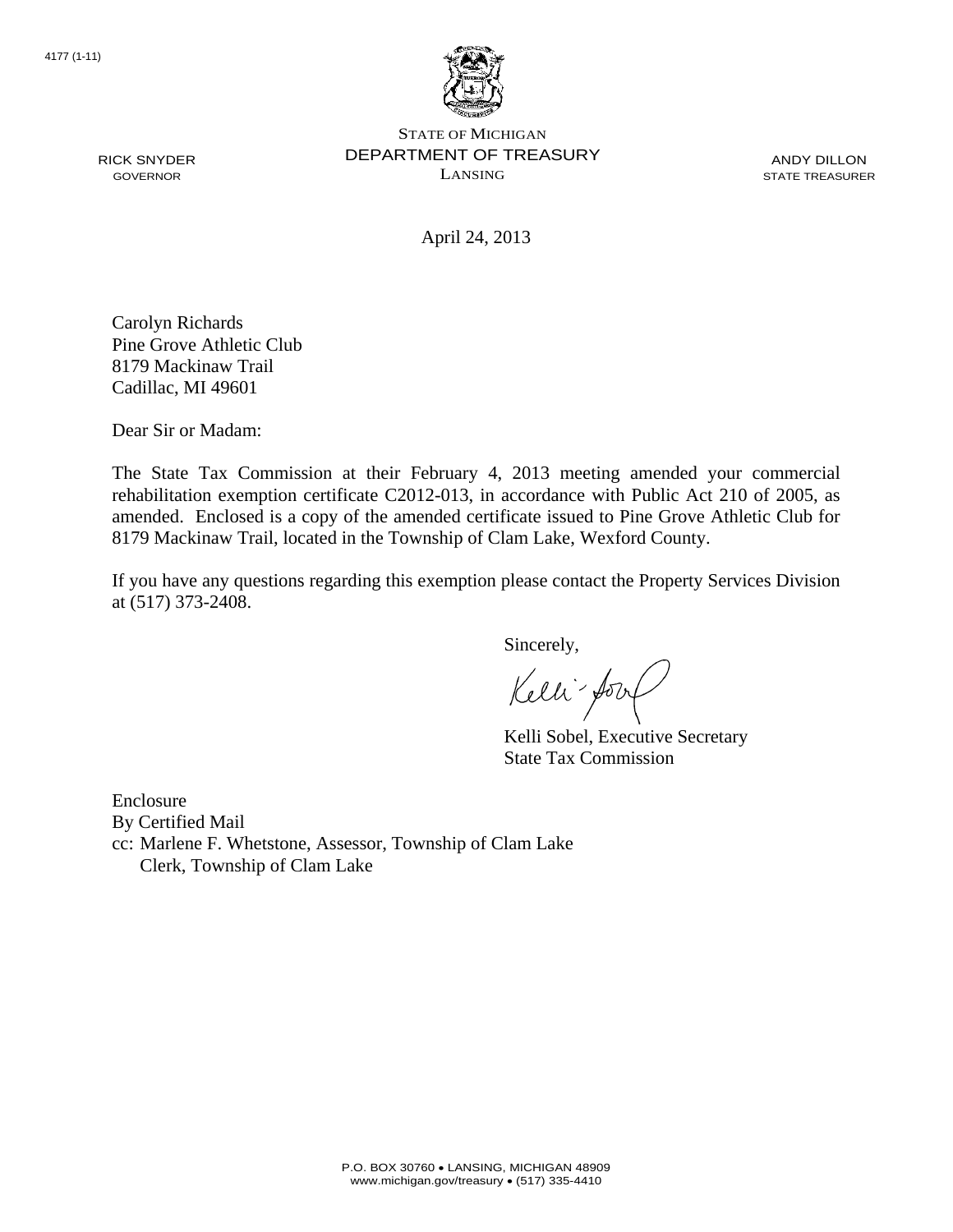4177 (1-11)

STATE OF MICHIGAN
DEPARTMENT OF TREASURY
LANSING

RICK SNYDER
GOVERNOR

ANDY DILLON
STATE TREASURER

April 24, 2013

Carolyn Richards
Pine Grove Athletic Club
8179 Mackinaw Trail
Cadillac, MI 49601

Dear Sir or Madam:

The State Tax Commission at their February 4, 2013 meeting amended your commercial rehabilitation exemption certificate C2012-013, in accordance with Public Act 210 of 2005, as amended. Enclosed is a copy of the amended certificate issued to Pine Grove Athletic Club for 8179 Mackinaw Trail, located in the Township of Clam Lake, Wexford County.

If you have any questions regarding this exemption please contact the Property Services Division at (517) 373-2408.

Sincerely,

Kelli Sobel, Executive Secretary
State Tax Commission

Enclosure
By Certified Mail
cc: Marlene F. Whetstone, Assessor, Township of Clam Lake
Clerk, Township of Clam Lake

P.O. BOX 30760 • LANSING, MICHIGAN 48909
www.michigan.gov/treasury • (517) 335-4410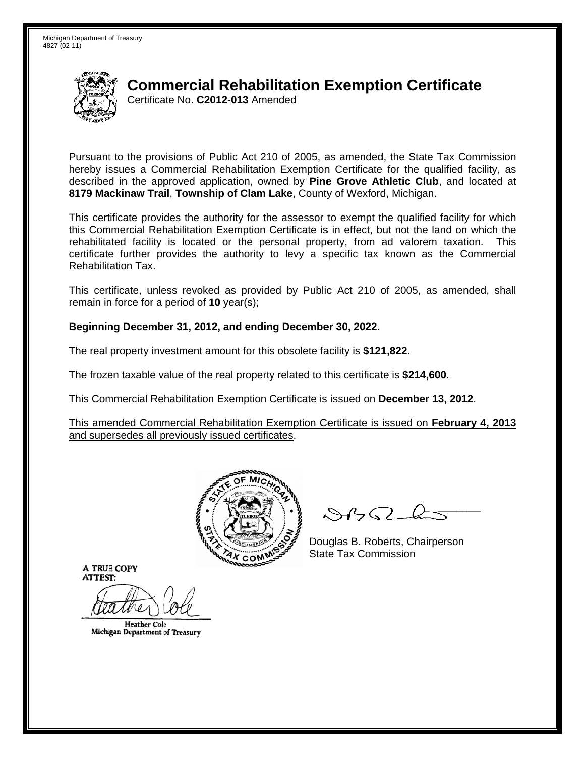Michigan Department of Treasury
4827 (02-11)

# Commercial Rehabilitation Exemption Certificate

Certificate No. **C2012-013** Amended

Pursuant to the provisions of Public Act 210 of 2005, as amended, the State Tax Commission hereby issues a Commercial Rehabilitation Exemption Certificate for the qualified facility, as described in the approved application, owned by **Pine Grove Athletic Club**, and located at **8179 Mackinaw Trail**, **Township of Clam Lake**, County of Wexford, Michigan.

This certificate provides the authority for the assessor to exempt the qualified facility for which this Commercial Rehabilitation Exemption Certificate is in effect, but not the land on which the rehabilitated facility is located or the personal property, from ad valorem taxation. This certificate further provides the authority to levy a specific tax known as the Commercial Rehabilitation Tax.

This certificate, unless revoked as provided by Public Act 210 of 2005, as amended, shall remain in force for a period of **10** year(s);

**Beginning December 31, 2012, and ending December 30, 2022.**

The real property investment amount for this obsolete facility is **$121,822**.

The frozen taxable value of the real property related to this certificate is **$214,600**.

This Commercial Rehabilitation Exemption Certificate is issued on **December 13, 2012**.

This amended Commercial Rehabilitation Exemption Certificate is issued on **February 4, 2013** and supersedes all previously issued certificates.

Douglas B. Roberts, Chairperson
State Tax Commission

A TRUE COPY
ATTEST:

Heather Cole
Michigan Department of Treasury